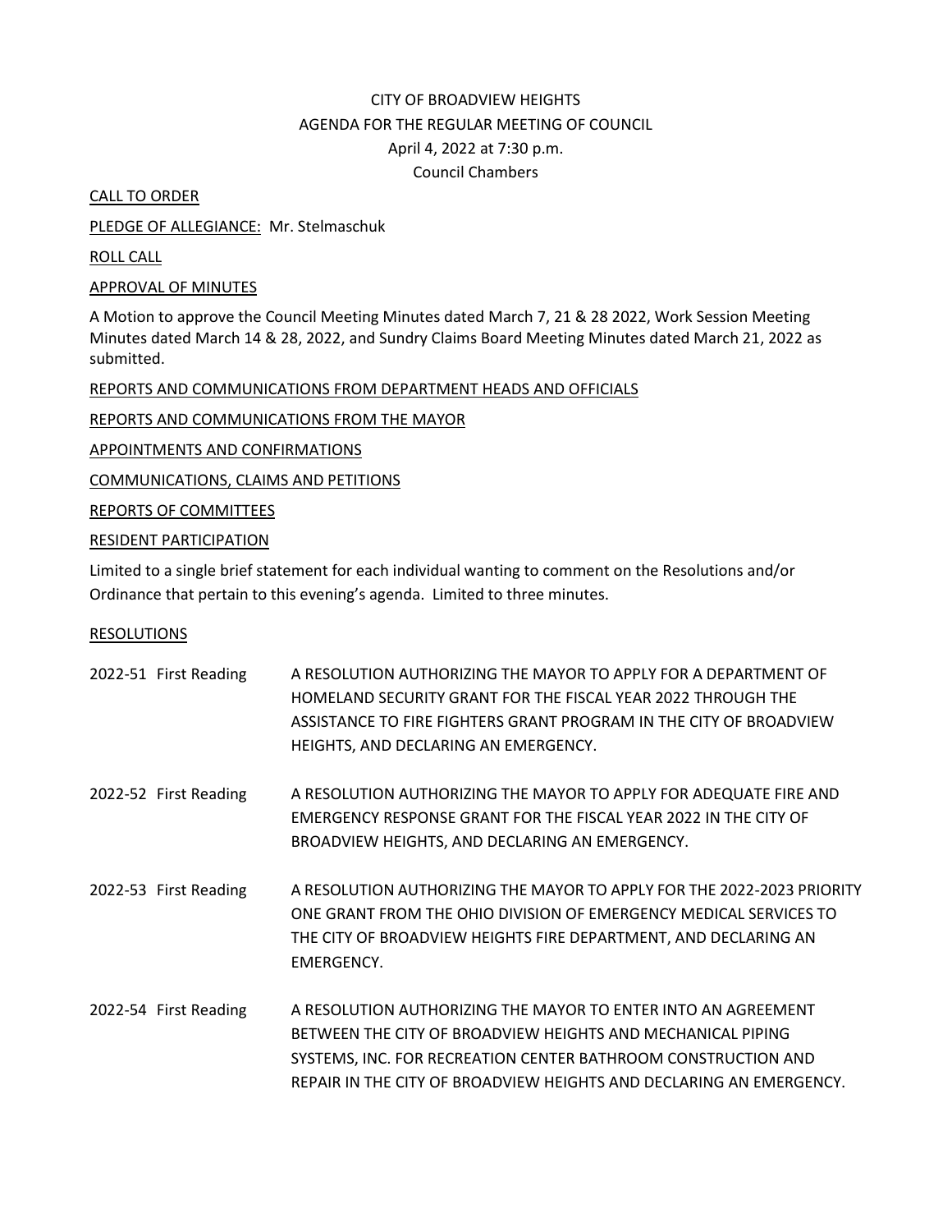# CITY OF BROADVIEW HEIGHTS
## AGENDA FOR THE REGULAR MEETING OF COUNCIL
April 4, 2022 at 7:30 p.m.
Council Chambers

CALL TO ORDER

PLEDGE OF ALLEGIANCE: Mr. Stelmaschuk

ROLL CALL

APPROVAL OF MINUTES

A Motion to approve the Council Meeting Minutes dated March 7, 21 & 28 2022, Work Session Meeting Minutes dated March 14 & 28, 2022, and Sundry Claims Board Meeting Minutes dated March 21, 2022 as submitted.

REPORTS AND COMMUNICATIONS FROM DEPARTMENT HEADS AND OFFICIALS

REPORTS AND COMMUNICATIONS FROM THE MAYOR

APPOINTMENTS AND CONFIRMATIONS

COMMUNICATIONS, CLAIMS AND PETITIONS

REPORTS OF COMMITTEES

RESIDENT PARTICIPATION

Limited to a single brief statement for each individual wanting to comment on the Resolutions and/or Ordinance that pertain to this evening's agenda. Limited to three minutes.

RESOLUTIONS

2022-51 First Reading — A RESOLUTION AUTHORIZING THE MAYOR TO APPLY FOR A DEPARTMENT OF HOMELAND SECURITY GRANT FOR THE FISCAL YEAR 2022 THROUGH THE ASSISTANCE TO FIRE FIGHTERS GRANT PROGRAM IN THE CITY OF BROADVIEW HEIGHTS, AND DECLARING AN EMERGENCY.

2022-52 First Reading — A RESOLUTION AUTHORIZING THE MAYOR TO APPLY FOR ADEQUATE FIRE AND EMERGENCY RESPONSE GRANT FOR THE FISCAL YEAR 2022 IN THE CITY OF BROADVIEW HEIGHTS, AND DECLARING AN EMERGENCY.

2022-53 First Reading — A RESOLUTION AUTHORIZING THE MAYOR TO APPLY FOR THE 2022-2023 PRIORITY ONE GRANT FROM THE OHIO DIVISION OF EMERGENCY MEDICAL SERVICES TO THE CITY OF BROADVIEW HEIGHTS FIRE DEPARTMENT, AND DECLARING AN EMERGENCY.

2022-54 First Reading — A RESOLUTION AUTHORIZING THE MAYOR TO ENTER INTO AN AGREEMENT BETWEEN THE CITY OF BROADVIEW HEIGHTS AND MECHANICAL PIPING SYSTEMS, INC. FOR RECREATION CENTER BATHROOM CONSTRUCTION AND REPAIR IN THE CITY OF BROADVIEW HEIGHTS AND DECLARING AN EMERGENCY.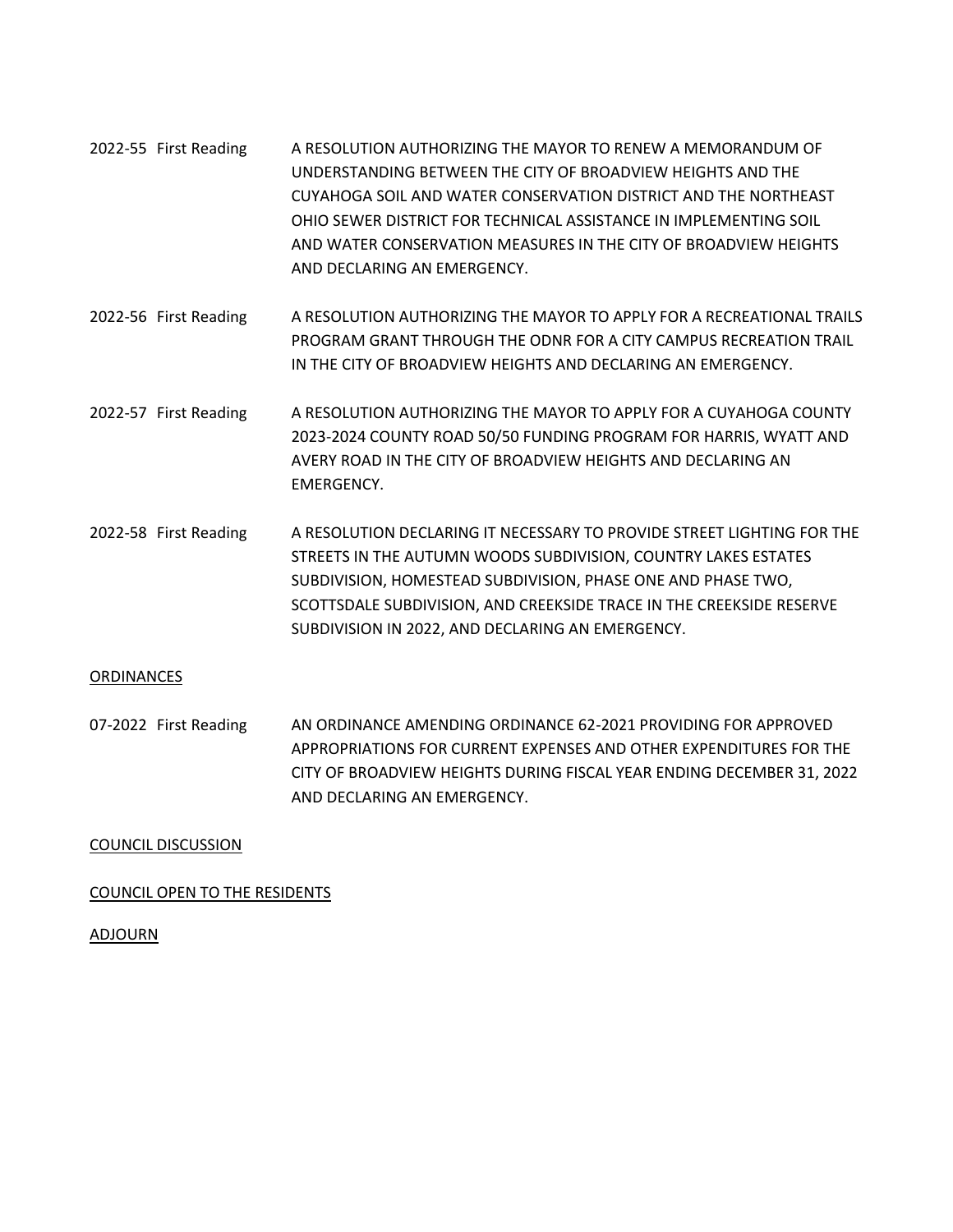2022-55 First Reading — A RESOLUTION AUTHORIZING THE MAYOR TO RENEW A MEMORANDUM OF UNDERSTANDING BETWEEN THE CITY OF BROADVIEW HEIGHTS AND THE CUYAHOGA SOIL AND WATER CONSERVATION DISTRICT AND THE NORTHEAST OHIO SEWER DISTRICT FOR TECHNICAL ASSISTANCE IN IMPLEMENTING SOIL AND WATER CONSERVATION MEASURES IN THE CITY OF BROADVIEW HEIGHTS AND DECLARING AN EMERGENCY.

2022-56 First Reading — A RESOLUTION AUTHORIZING THE MAYOR TO APPLY FOR A RECREATIONAL TRAILS PROGRAM GRANT THROUGH THE ODNR FOR A CITY CAMPUS RECREATION TRAIL IN THE CITY OF BROADVIEW HEIGHTS AND DECLARING AN EMERGENCY.

2022-57 First Reading — A RESOLUTION AUTHORIZING THE MAYOR TO APPLY FOR A CUYAHOGA COUNTY 2023-2024 COUNTY ROAD 50/50 FUNDING PROGRAM FOR HARRIS, WYATT AND AVERY ROAD IN THE CITY OF BROADVIEW HEIGHTS AND DECLARING AN EMERGENCY.

2022-58 First Reading — A RESOLUTION DECLARING IT NECESSARY TO PROVIDE STREET LIGHTING FOR THE STREETS IN THE AUTUMN WOODS SUBDIVISION, COUNTRY LAKES ESTATES SUBDIVISION, HOMESTEAD SUBDIVISION, PHASE ONE AND PHASE TWO, SCOTTSDALE SUBDIVISION, AND CREEKSIDE TRACE IN THE CREEKSIDE RESERVE SUBDIVISION IN 2022, AND DECLARING AN EMERGENCY.

## ORDINANCES

07-2022 First Reading — AN ORDINANCE AMENDING ORDINANCE 62-2021 PROVIDING FOR APPROVED APPROPRIATIONS FOR CURRENT EXPENSES AND OTHER EXPENDITURES FOR THE CITY OF BROADVIEW HEIGHTS DURING FISCAL YEAR ENDING DECEMBER 31, 2022 AND DECLARING AN EMERGENCY.

## COUNCIL DISCUSSION

## COUNCIL OPEN TO THE RESIDENTS

## ADJOURN